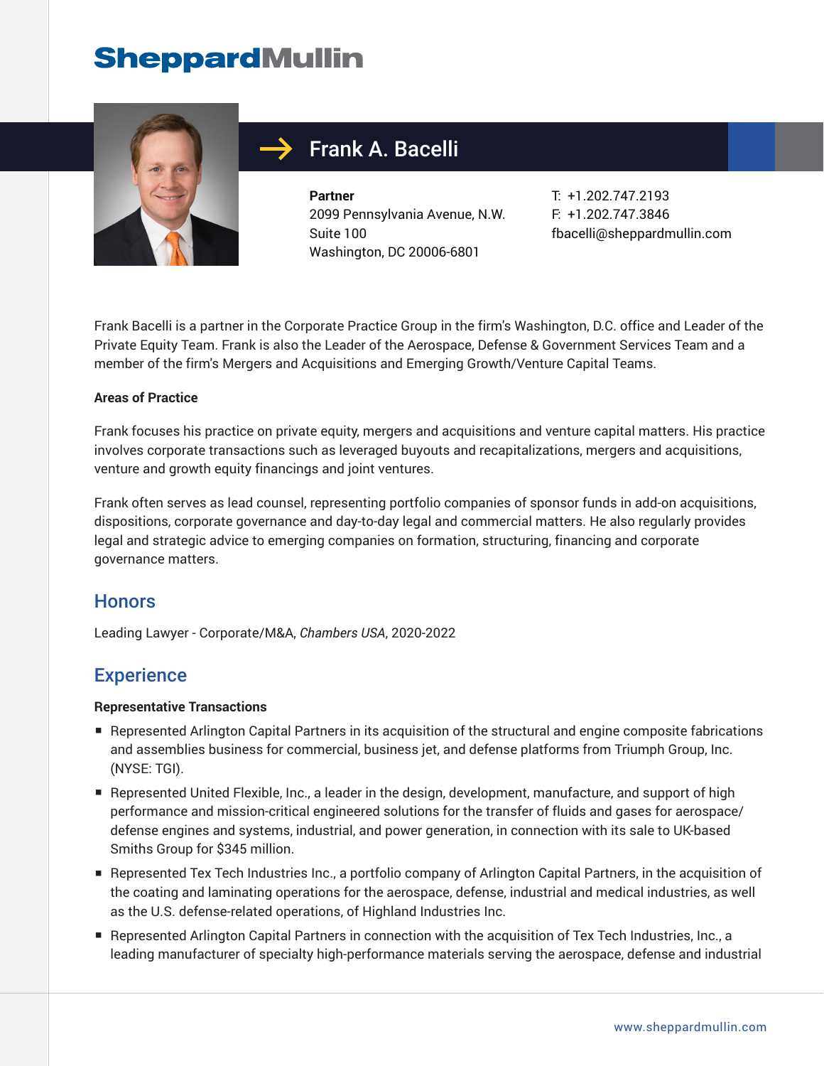# Frank A. Bacelli

**Partner**
2099 Pennsylvania Avenue, N.W.
Suite 100
Washington, DC 20006-6801

T: +1.202.747.2193
F: +1.202.747.3846
fbacelli@sheppardmullin.com

Frank Bacelli is a partner in the Corporate Practice Group in the firm's Washington, D.C. office and Leader of the Private Equity Team. Frank is also the Leader of the Aerospace, Defense & Government Services Team and a member of the firm's Mergers and Acquisitions and Emerging Growth/Venture Capital Teams.

**Areas of Practice**

Frank focuses his practice on private equity, mergers and acquisitions and venture capital matters. His practice involves corporate transactions such as leveraged buyouts and recapitalizations, mergers and acquisitions, venture and growth equity financings and joint ventures.

Frank often serves as lead counsel, representing portfolio companies of sponsor funds in add-on acquisitions, dispositions, corporate governance and day-to-day legal and commercial matters. He also regularly provides legal and strategic advice to emerging companies on formation, structuring, financing and corporate governance matters.

## Honors

Leading Lawyer - Corporate/M&A, *Chambers USA*, 2020-2022

## Experience

**Representative Transactions**

- Represented Arlington Capital Partners in its acquisition of the structural and engine composite fabrications and assemblies business for commercial, business jet, and defense platforms from Triumph Group, Inc. (NYSE: TGI).
- Represented United Flexible, Inc., a leader in the design, development, manufacture, and support of high performance and mission-critical engineered solutions for the transfer of fluids and gases for aerospace/defense engines and systems, industrial, and power generation, in connection with its sale to UK-based Smiths Group for $345 million.
- Represented Tex Tech Industries Inc., a portfolio company of Arlington Capital Partners, in the acquisition of the coating and laminating operations for the aerospace, defense, industrial and medical industries, as well as the U.S. defense-related operations, of Highland Industries Inc.
- Represented Arlington Capital Partners in connection with the acquisition of Tex Tech Industries, Inc., a leading manufacturer of specialty high-performance materials serving the aerospace, defense and industrial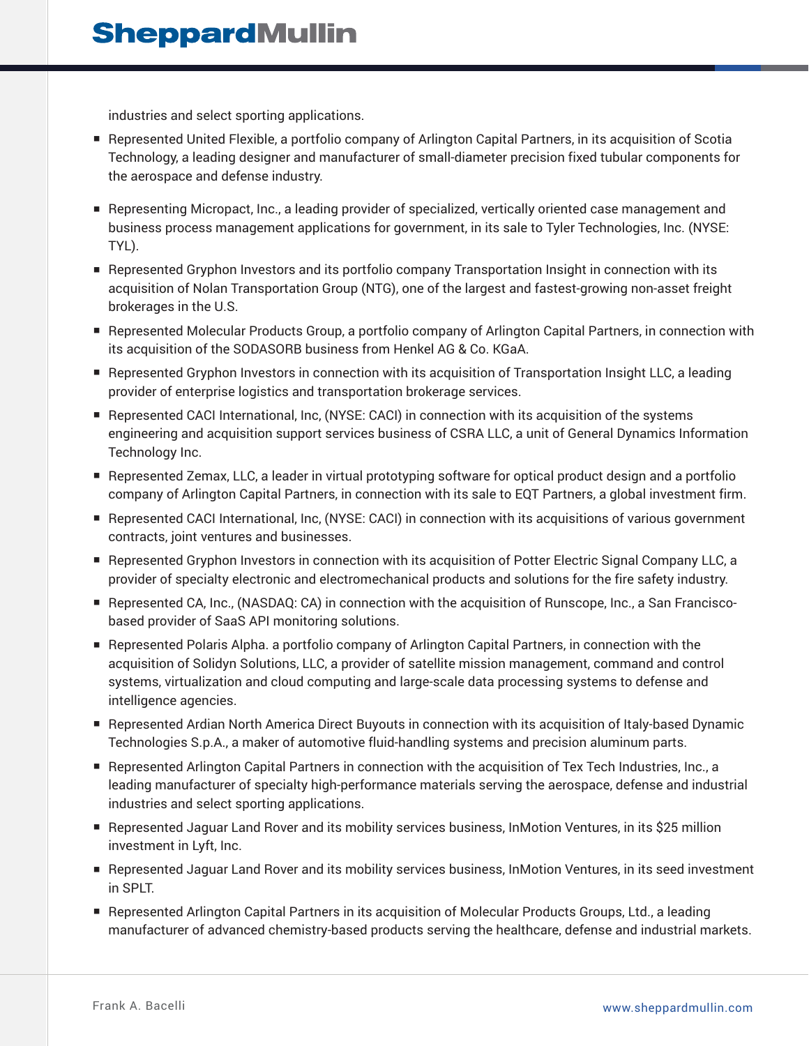industries and select sporting applications.

- Represented United Flexible, a portfolio company of Arlington Capital Partners, in its acquisition of Scotia Technology, a leading designer and manufacturer of small-diameter precision fixed tubular components for the aerospace and defense industry.
- Representing Micropact, Inc., a leading provider of specialized, vertically oriented case management and business process management applications for government, in its sale to Tyler Technologies, Inc. (NYSE: TYL).
- Represented Gryphon Investors and its portfolio company Transportation Insight in connection with its acquisition of Nolan Transportation Group (NTG), one of the largest and fastest-growing non-asset freight brokerages in the U.S.
- Represented Molecular Products Group, a portfolio company of Arlington Capital Partners, in connection with its acquisition of the SODASORB business from Henkel AG & Co. KGaA.
- Represented Gryphon Investors in connection with its acquisition of Transportation Insight LLC, a leading provider of enterprise logistics and transportation brokerage services.
- Represented CACI International, Inc, (NYSE: CACI) in connection with its acquisition of the systems engineering and acquisition support services business of CSRA LLC, a unit of General Dynamics Information Technology Inc.
- Represented Zemax, LLC, a leader in virtual prototyping software for optical product design and a portfolio company of Arlington Capital Partners, in connection with its sale to EQT Partners, a global investment firm.
- Represented CACI International, Inc, (NYSE: CACI) in connection with its acquisitions of various government contracts, joint ventures and businesses.
- Represented Gryphon Investors in connection with its acquisition of Potter Electric Signal Company LLC, a provider of specialty electronic and electromechanical products and solutions for the fire safety industry.
- Represented CA, Inc., (NASDAQ: CA) in connection with the acquisition of Runscope, Inc., a San Francisco-based provider of SaaS API monitoring solutions.
- Represented Polaris Alpha. a portfolio company of Arlington Capital Partners, in connection with the acquisition of Solidyn Solutions, LLC, a provider of satellite mission management, command and control systems, virtualization and cloud computing and large-scale data processing systems to defense and intelligence agencies.
- Represented Ardian North America Direct Buyouts in connection with its acquisition of Italy-based Dynamic Technologies S.p.A., a maker of automotive fluid-handling systems and precision aluminum parts.
- Represented Arlington Capital Partners in connection with the acquisition of Tex Tech Industries, Inc., a leading manufacturer of specialty high-performance materials serving the aerospace, defense and industrial industries and select sporting applications.
- Represented Jaguar Land Rover and its mobility services business, InMotion Ventures, in its $25 million investment in Lyft, Inc.
- Represented Jaguar Land Rover and its mobility services business, InMotion Ventures, in its seed investment in SPLT.
- Represented Arlington Capital Partners in its acquisition of Molecular Products Groups, Ltd., a leading manufacturer of advanced chemistry-based products serving the healthcare, defense and industrial markets.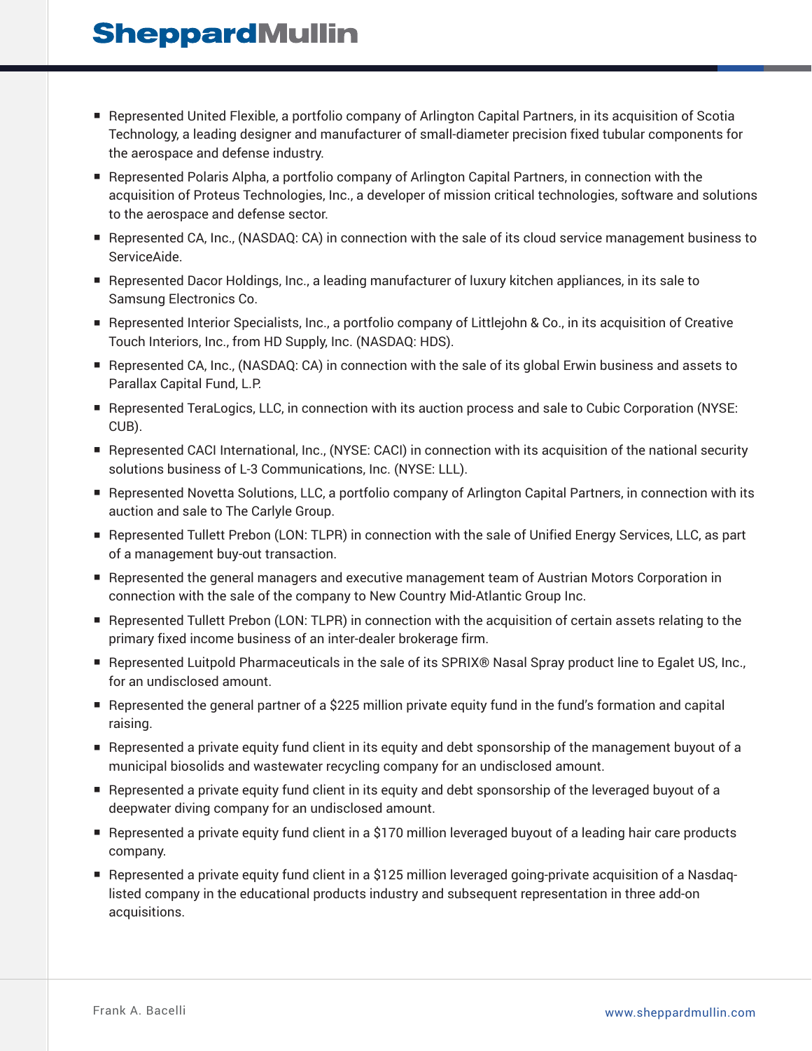- Represented United Flexible, a portfolio company of Arlington Capital Partners, in its acquisition of Scotia Technology, a leading designer and manufacturer of small-diameter precision fixed tubular components for the aerospace and defense industry.
- Represented Polaris Alpha, a portfolio company of Arlington Capital Partners, in connection with the acquisition of Proteus Technologies, Inc., a developer of mission critical technologies, software and solutions to the aerospace and defense sector.
- Represented CA, Inc., (NASDAQ: CA) in connection with the sale of its cloud service management business to ServiceAide.
- Represented Dacor Holdings, Inc., a leading manufacturer of luxury kitchen appliances, in its sale to Samsung Electronics Co.
- Represented Interior Specialists, Inc., a portfolio company of Littlejohn & Co., in its acquisition of Creative Touch Interiors, Inc., from HD Supply, Inc. (NASDAQ: HDS).
- Represented CA, Inc., (NASDAQ: CA) in connection with the sale of its global Erwin business and assets to Parallax Capital Fund, L.P.
- Represented TeraLogics, LLC, in connection with its auction process and sale to Cubic Corporation (NYSE: CUB).
- Represented CACI International, Inc., (NYSE: CACI) in connection with its acquisition of the national security solutions business of L-3 Communications, Inc. (NYSE: LLL).
- Represented Novetta Solutions, LLC, a portfolio company of Arlington Capital Partners, in connection with its auction and sale to The Carlyle Group.
- Represented Tullett Prebon (LON: TLPR) in connection with the sale of Unified Energy Services, LLC, as part of a management buy-out transaction.
- Represented the general managers and executive management team of Austrian Motors Corporation in connection with the sale of the company to New Country Mid-Atlantic Group Inc.
- Represented Tullett Prebon (LON: TLPR) in connection with the acquisition of certain assets relating to the primary fixed income business of an inter-dealer brokerage firm.
- Represented Luitpold Pharmaceuticals in the sale of its SPRIX® Nasal Spray product line to Egalet US, Inc., for an undisclosed amount.
- Represented the general partner of a $225 million private equity fund in the fund's formation and capital raising.
- Represented a private equity fund client in its equity and debt sponsorship of the management buyout of a municipal biosolids and wastewater recycling company for an undisclosed amount.
- Represented a private equity fund client in its equity and debt sponsorship of the leveraged buyout of a deepwater diving company for an undisclosed amount.
- Represented a private equity fund client in a $170 million leveraged buyout of a leading hair care products company.
- Represented a private equity fund client in a $125 million leveraged going-private acquisition of a Nasdaq-listed company in the educational products industry and subsequent representation in three add-on acquisitions.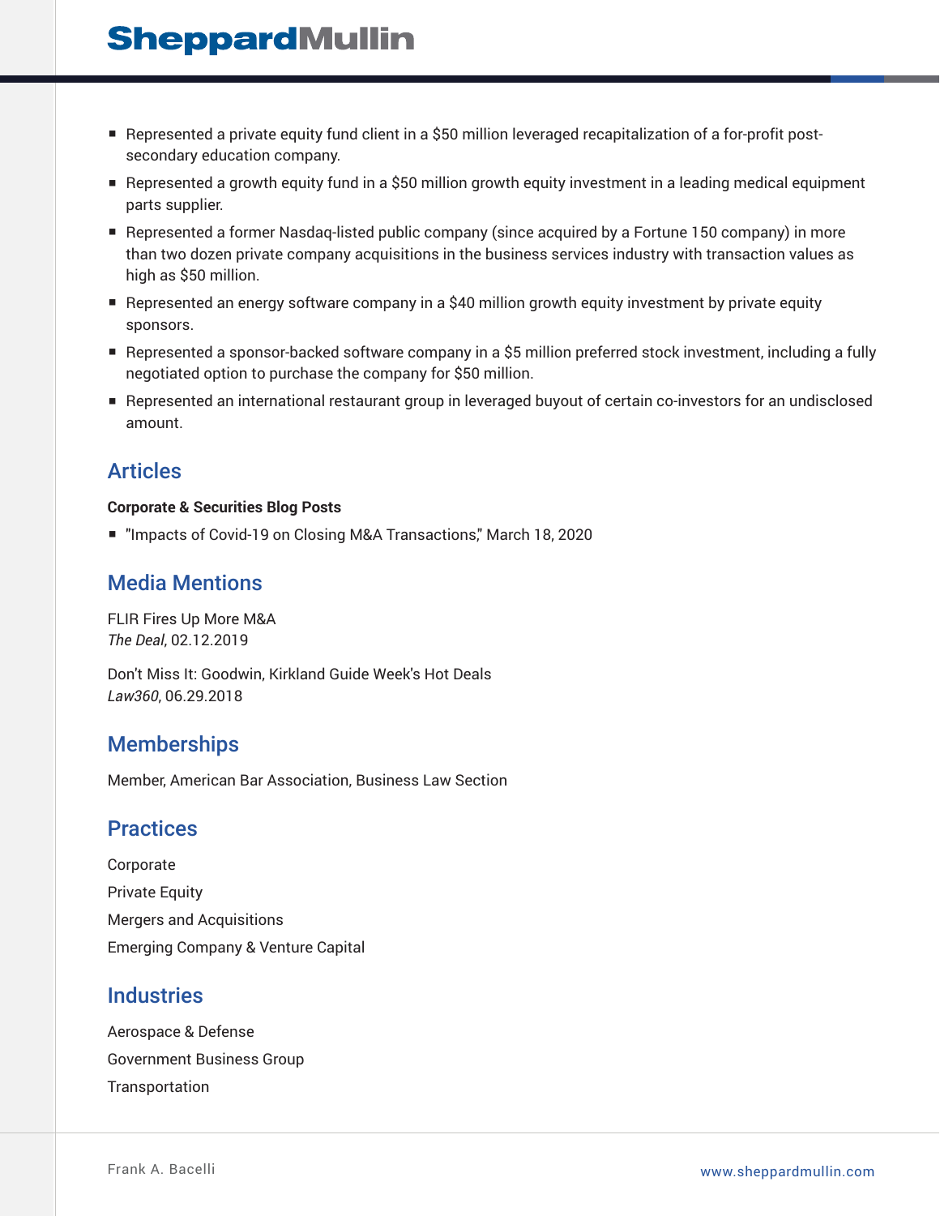- Represented a private equity fund client in a $50 million leveraged recapitalization of a for-profit post-secondary education company.
- Represented a growth equity fund in a $50 million growth equity investment in a leading medical equipment parts supplier.
- Represented a former Nasdaq-listed public company (since acquired by a Fortune 150 company) in more than two dozen private company acquisitions in the business services industry with transaction values as high as $50 million.
- Represented an energy software company in a $40 million growth equity investment by private equity sponsors.
- Represented a sponsor-backed software company in a $5 million preferred stock investment, including a fully negotiated option to purchase the company for $50 million.
- Represented an international restaurant group in leveraged buyout of certain co-investors for an undisclosed amount.

## Articles

**Corporate & Securities Blog Posts**

- "Impacts of Covid-19 on Closing M&A Transactions," March 18, 2020

## Media Mentions

FLIR Fires Up More M&A
*The Deal*, 02.12.2019

Don't Miss It: Goodwin, Kirkland Guide Week's Hot Deals
*Law360*, 06.29.2018

## Memberships

Member, American Bar Association, Business Law Section

## Practices

Corporate

Private Equity

Mergers and Acquisitions

Emerging Company & Venture Capital

## Industries

Aerospace & Defense

Government Business Group

Transportation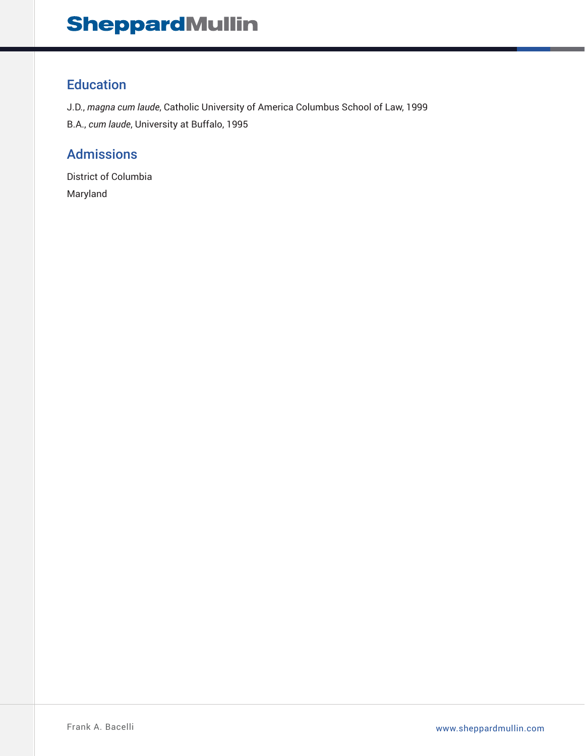## Education

J.D., *magna cum laude*, Catholic University of America Columbus School of Law, 1999

B.A., *cum laude*, University at Buffalo, 1995

## Admissions

District of Columbia

Maryland